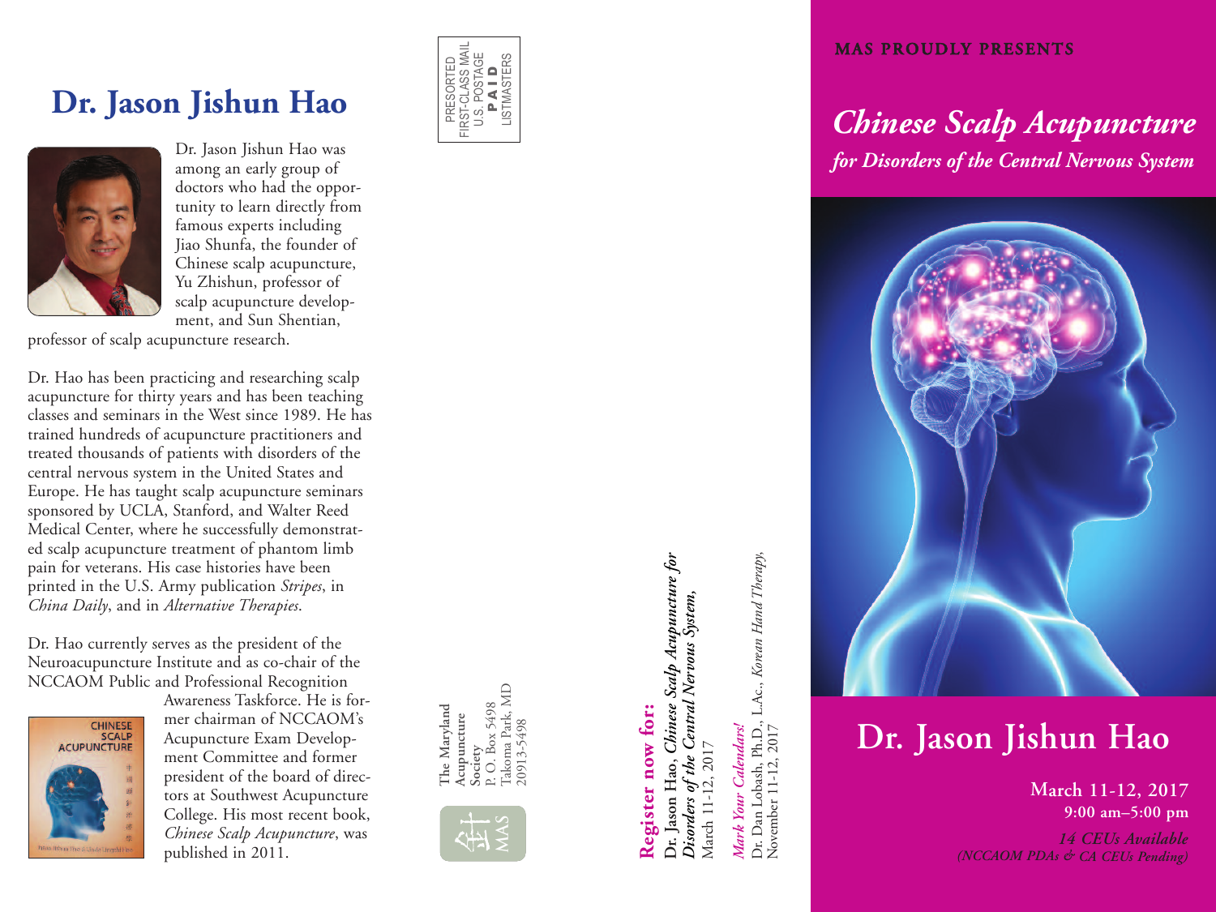# Dr. Jason Jishun Hao

Dr. Jason Jishun Hao was among an early group of doctors who had the opportunity to learn directly from famous experts including Jiao Shunfa, the founder of Chinese scalp acupuncture, Yu Zhishun, professor of scalp acupuncture development, and Sun Shentian, professor of scalp acupuncture research.

Dr. Hao has been practicing and researching scalp acupuncture for thirty years and has been teaching classes and seminars in the West since 1989. He has trained hundreds of acupuncture practitioners and treated thousands of patients with disorders of the central nervous system in the United States and Europe. He has taught scalp acupuncture seminars sponsored by UCLA, Stanford, and Walter Reed Medical Center, where he successfully demonstrated scalp acupuncture treatment of phantom limb pain for veterans. His case histories have been printed in the U.S. Army publication *Stripes*, in *China Daily*, and in *Alternative Therapies*.

Dr. Hao currently serves as the president of the Neuroacupuncture Institute and as co-chair of the NCCAOM Public and Professional Recognition Awareness Taskforce. He is former chairman of NCCAOM's Acupuncture Exam Development Committee and former president of the board of directors at Southwest Acupuncture College. His most recent book, *Chinese Scalp Acupuncture*, was published in 2011.

PRESORTED
FIRST-CLASS MAIL
U.S. POSTAGE
**PAID**
LISTMASTERS

The Maryland Acupuncture Society
P. O. Box 5498
Takoma Park, MD
20913-5498

MAS

**Register now for:**
**Dr. Jason Hao,** ***Chinese Scalp Acupuncture for Disorders of the Central Nervous System,***
March 11-12, 2017

*Mark Your Calendars!*
Dr. Dan Lobash, Ph.D., L.Ac., *Korean Hand Therapy,*
November 11-12, 2017

MAS PROUDLY PRESENTS

## *Chinese Scalp Acupuncture*
### *for Disorders of the Central Nervous System*

## Dr. Jason Jishun Hao

**March 11-12, 2017**
**9:00 am–5:00 pm**

***14 CEUs Available***
***(NCCAOM PDAs & CA CEUs Pending)***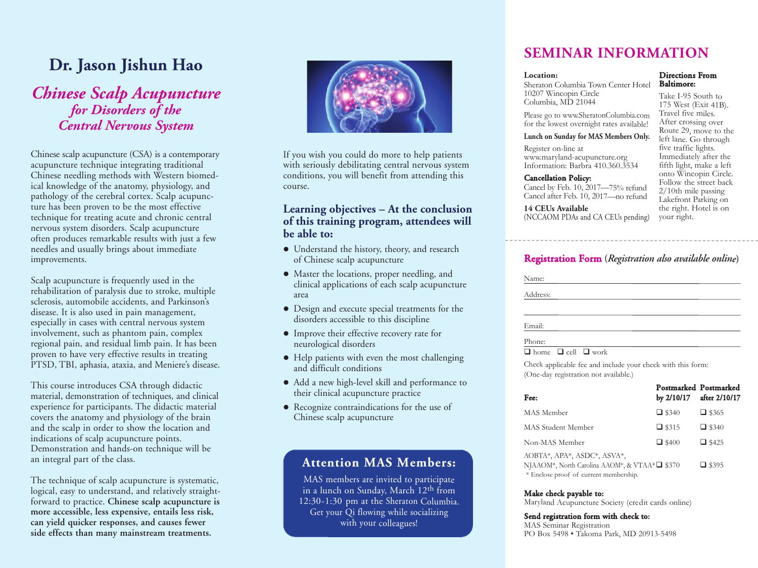# Dr. Jason Jishun Hao

## *Chinese Scalp Acupuncture for Disorders of the Central Nervous System*

Chinese scalp acupuncture (CSA) is a contemporary acupuncture technique integrating traditional Chinese needling methods with Western biomedical knowledge of the anatomy, physiology, and pathology of the cerebral cortex. Scalp acupuncture has been proven to be the most effective technique for treating acute and chronic central nervous system disorders. Scalp acupuncture often produces remarkable results with just a few needles and usually brings about immediate improvements.

Scalp acupuncture is frequently used in the rehabilitation of paralysis due to stroke, multiple sclerosis, automobile accidents, and Parkinson's disease. It is also used in pain management, especially in cases with central nervous system involvement, such as phantom pain, complex regional pain, and residual limb pain. It has been proven to have very effective results in treating PTSD, TBI, aphasia, ataxia, and Meniere's disease.

This course introduces CSA through didactic material, demonstration of techniques, and clinical experience for participants. The didactic material covers the anatomy and physiology of the brain and the scalp in order to show the location and indications of scalp acupuncture points. Demonstration and hands-on technique will be an integral part of the class.

The technique of scalp acupuncture is systematic, logical, easy to understand, and relatively straightforward to practice. **Chinese scalp acupuncture is more accessible, less expensive, entails less risk, can yield quicker responses, and causes fewer side effects than many mainstream treatments.**

If you wish you could do more to help patients with seriously debilitating central nervous system conditions, you will benefit from attending this course.

### Learning objectives – At the conclusion of this training program, attendees will be able to:

- Understand the history, theory, and research of Chinese scalp acupuncture
- Master the locations, proper needling, and clinical applications of each scalp acupuncture area
- Design and execute special treatments for the disorders accessible to this discipline
- Improve their effective recovery rate for neurological disorders
- Help patients with even the most challenging and difficult conditions
- Add a new high-level skill and performance to their clinical acupuncture practice
- Recognize contraindications for the use of Chinese scalp acupuncture

### Attention MAS Members:

MAS members are invited to participate in a lunch on Sunday, March 12th from 12:30-1:30 pm at the Sheraton Columbia. Get your Qi flowing while socializing with your colleagues!

## SEMINAR INFORMATION

**Location:**
Sheraton Columbia Town Center Hotel
10207 Wincopin Circle
Columbia, MD 21044

Please go to www.SheratonColumbia.com for the lowest overnight rates available!

**Lunch on Sunday for MAS Members Only.**

Register on-line at www.maryland-acupuncture.org
Information: Barbra 410.360.3534

**Cancellation Policy:**
Cancel by Feb. 10, 2017—75% refund
Cancel after Feb. 10, 2017—no refund

**14 CEUs Available**
(NCCAOM PDAs and CA CEUs pending)

**Directions From Baltimore:**

Take I-95 South to 175 West (Exit 41B). Travel five miles. After crossing over Route 29, move to the left lane. Go through five traffic lights. Immediately after the fifth light, make a left onto Wincopin Circle. Follow the street back 2/10th mile passing Lakefront Parking on the right. Hotel is on your right.

### Registration Form (*Registration also available online*)

Name:

Address:

Email:

Phone:

❑ home ❑ cell ❑ work

Check applicable fee and include your check with this form:
(One-day registration not available.)

| Fee: | Postmarked by 2/10/17 | Postmarked after 2/10/17 |
|---|---|---|
| MAS Member | ❑ $340 | ❑ $365 |
| MAS Student Member | ❑ $315 | ❑ $340 |
| Non-MAS Member | ❑ $400 | ❑ $425 |
| AOBTA*, APA*, ASDC*, ASVA*, NJAAOM*, North Carolina AAOM*, & VTAA* | ❑ $370 | ❑ $395 |

\* Enclose proof of current membership.

**Make check payable to:**
Maryland Acupuncture Society (credit cards online)

**Send registration form with check to:**
MAS Seminar Registration
PO Box 5498 • Takoma Park, MD 20913-5498